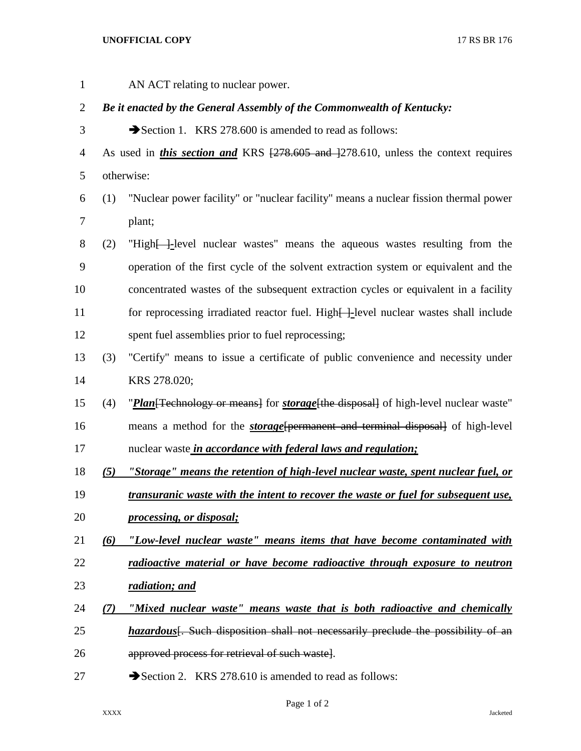AN ACT relating to nuclear power.

***Be it enacted by the General Assembly of the Commonwealth of Kentucky:***

➔Section 1. KRS 278.600 is amended to read as follows:

As used in ***this section and*** KRS ~~[278.605 and ]~~278.610, unless the context requires otherwise:

(1) "Nuclear power facility" or "nuclear facility" means a nuclear fission thermal power plant;

(2) "High~~[ ]~~-level nuclear wastes" means the aqueous wastes resulting from the operation of the first cycle of the solvent extraction system or equivalent and the concentrated wastes of the subsequent extraction cycles or equivalent in a facility for reprocessing irradiated reactor fuel. High~~[ ]~~-level nuclear wastes shall include spent fuel assemblies prior to fuel reprocessing;

(3) "Certify" means to issue a certificate of public convenience and necessity under KRS 278.020;

(4) "***Plan***~~[Technology or means]~~ for ***storage***~~[the disposal]~~ of high-level nuclear waste" means a method for the ***storage***~~[permanent and terminal disposal]~~ of high-level nuclear waste ***in accordance with federal laws and regulation;***

***(5) "Storage" means the retention of high-level nuclear waste, spent nuclear fuel, or transuranic waste with the intent to recover the waste or fuel for subsequent use, processing, or disposal;***

***(6) "Low-level nuclear waste" means items that have become contaminated with radioactive material or have become radioactive through exposure to neutron radiation; and***

***(7) "Mixed nuclear waste" means waste that is both radioactive and chemically hazardous***~~[. Such disposition shall not necessarily preclude the possibility of an approved process for retrieval of such waste]~~.

➔Section 2. KRS 278.610 is amended to read as follows: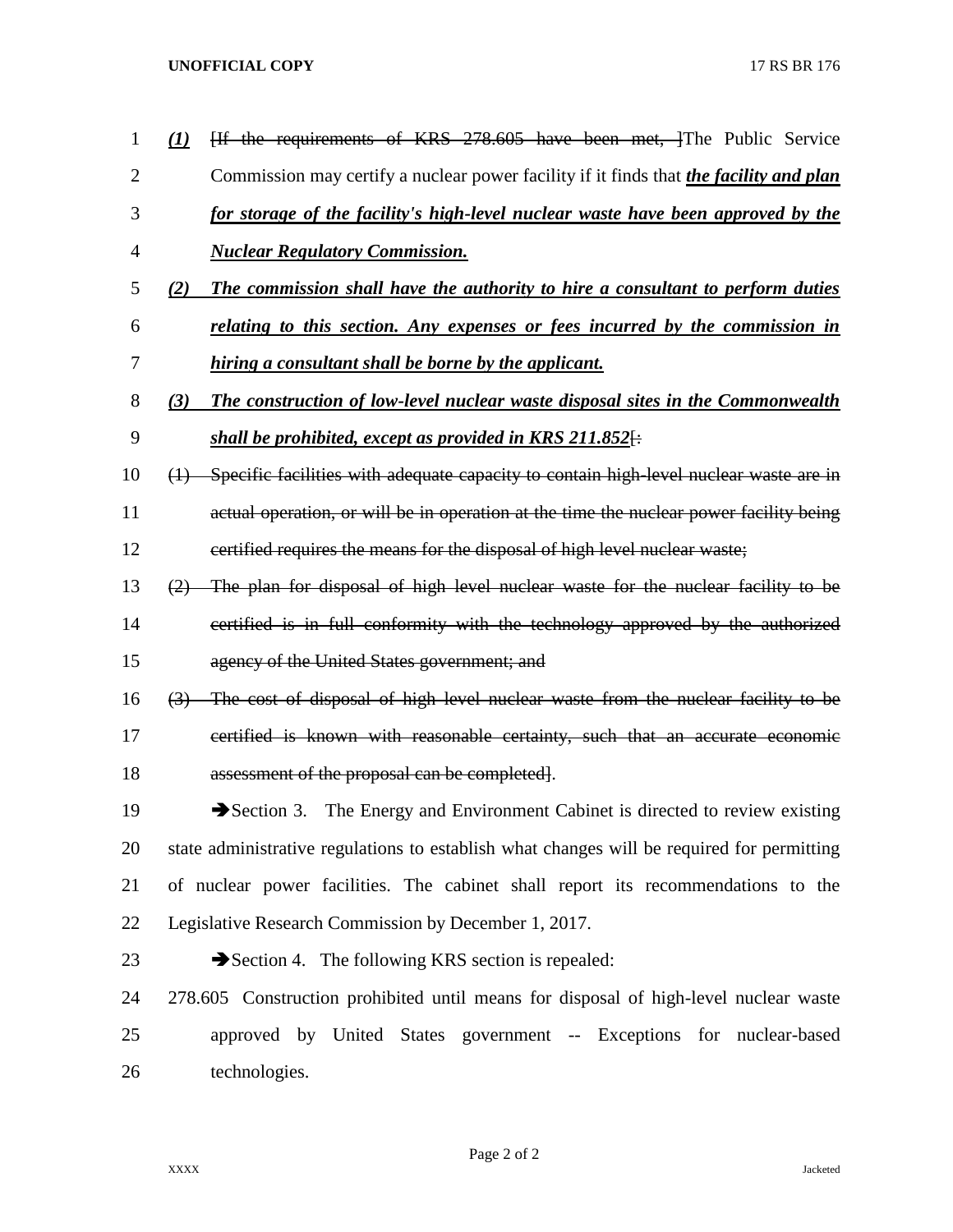*(1)* ~~[If the requirements of KRS 278.605 have been met, ]~~The Public Service Commission may certify a nuclear power facility if it finds that ***the facility and plan for storage of the facility's high-level nuclear waste have been approved by the Nuclear Regulatory Commission.***

***(2) The commission shall have the authority to hire a consultant to perform duties relating to this section. Any expenses or fees incurred by the commission in hiring a consultant shall be borne by the applicant.***

***(3) The construction of low-level nuclear waste disposal sites in the Commonwealth shall be prohibited, except as provided in KRS 211.852***~~[:~~

~~(1) Specific facilities with adequate capacity to contain high-level nuclear waste are in actual operation, or will be in operation at the time the nuclear power facility being certified requires the means for the disposal of high level nuclear waste;~~

~~(2) The plan for disposal of high level nuclear waste for the nuclear facility to be certified is in full conformity with the technology approved by the authorized agency of the United States government; and~~

~~(3) The cost of disposal of high level nuclear waste from the nuclear facility to be certified is known with reasonable certainty, such that an accurate economic assessment of the proposal can be completed]~~.

➔Section 3. The Energy and Environment Cabinet is directed to review existing state administrative regulations to establish what changes will be required for permitting of nuclear power facilities. The cabinet shall report its recommendations to the Legislative Research Commission by December 1, 2017.

➔Section 4. The following KRS section is repealed:

278.605 Construction prohibited until means for disposal of high-level nuclear waste approved by United States government -- Exceptions for nuclear-based technologies.